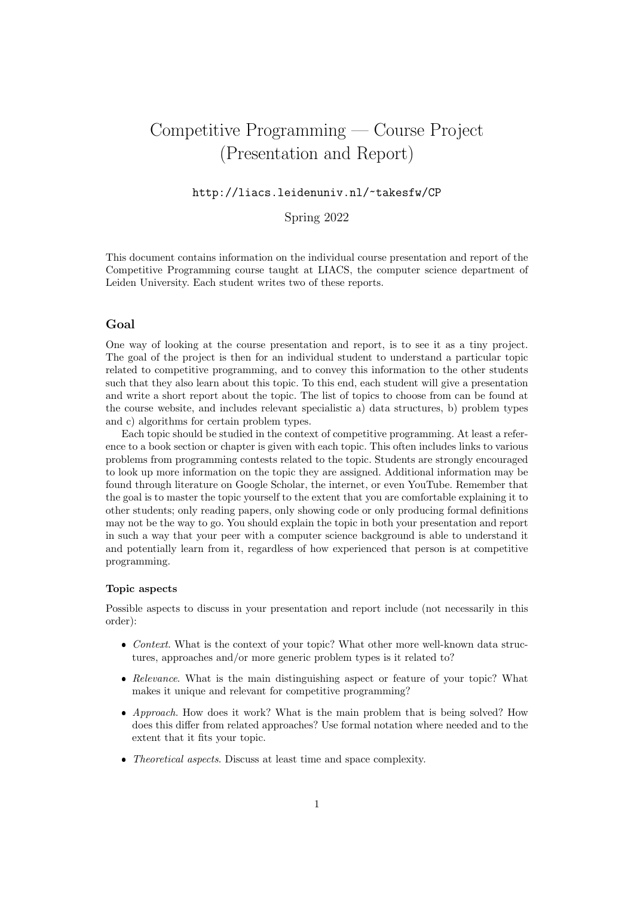# Competitive Programming — Course Project (Presentation and Report)

http://liacs.leidenuniv.nl/~takesfw/CP

Spring 2022

This document contains information on the individual course presentation and report of the Competitive Programming course taught at LIACS, the computer science department of Leiden University. Each student writes two of these reports.

## Goal

One way of looking at the course presentation and report, is to see it as a tiny project. The goal of the project is then for an individual student to understand a particular topic related to competitive programming, and to convey this information to the other students such that they also learn about this topic. To this end, each student will give a presentation and write a short report about the topic. The list of topics to choose from can be found at the course website, and includes relevant specialistic a) data structures, b) problem types and c) algorithms for certain problem types.

Each topic should be studied in the context of competitive programming. At least a reference to a book section or chapter is given with each topic. This often includes links to various problems from programming contests related to the topic. Students are strongly encouraged to look up more information on the topic they are assigned. Additional information may be found through literature on Google Scholar, the internet, or even YouTube. Remember that the goal is to master the topic yourself to the extent that you are comfortable explaining it to other students; only reading papers, only showing code or only producing formal definitions may not be the way to go. You should explain the topic in both your presentation and report in such a way that your peer with a computer science background is able to understand it and potentially learn from it, regardless of how experienced that person is at competitive programming.

### Topic aspects

Possible aspects to discuss in your presentation and report include (not necessarily in this order):

- *Context*. What is the context of your topic? What other more well-known data structures, approaches and/or more generic problem types is it related to?
- *Relevance*. What is the main distinguishing aspect or feature of your topic? What makes it unique and relevant for competitive programming?
- *Approach*. How does it work? What is the main problem that is being solved? How does this differ from related approaches? Use formal notation where needed and to the extent that it fits your topic.
- *Theoretical aspects*. Discuss at least time and space complexity.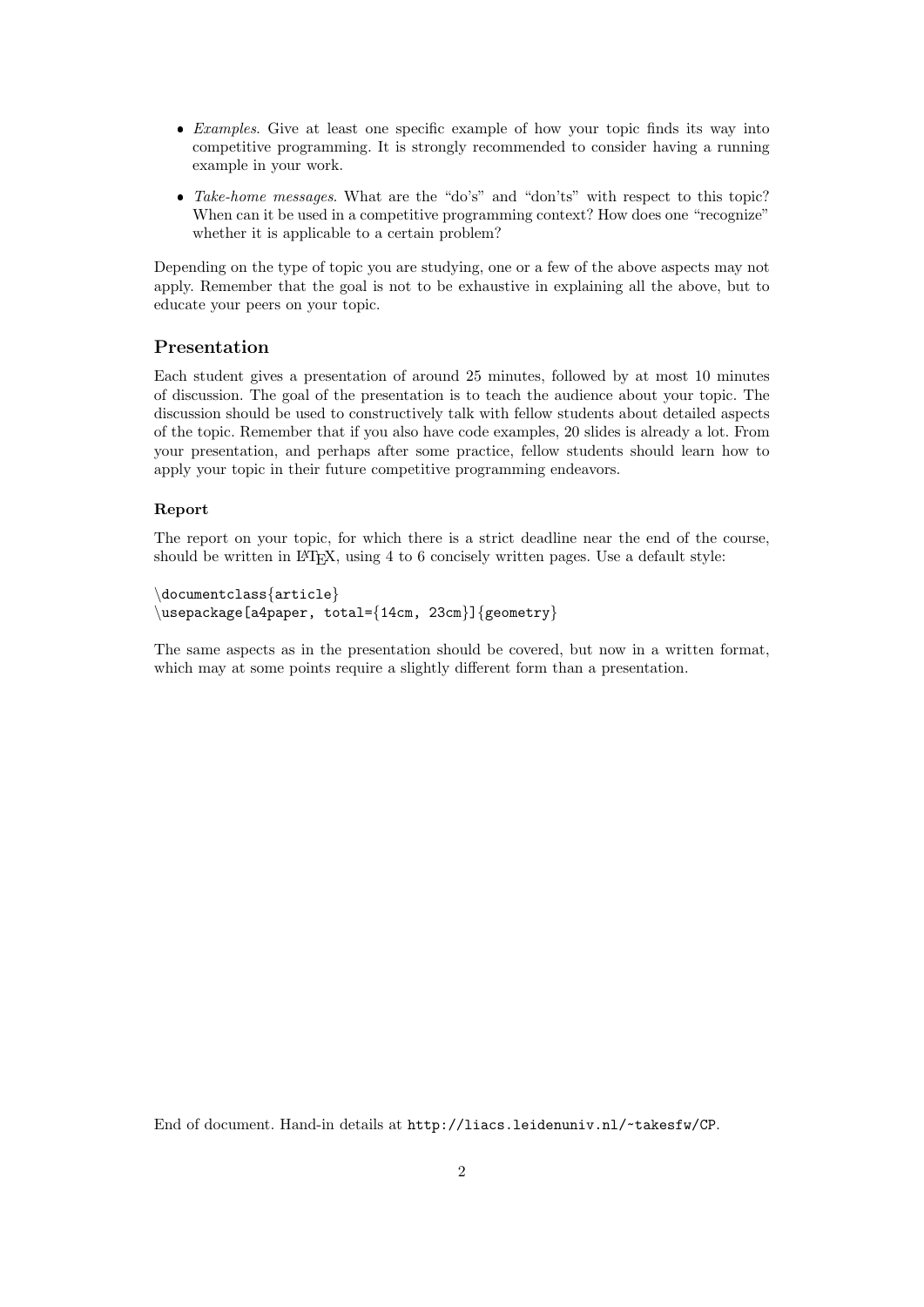- *Examples*. Give at least one specific example of how your topic finds its way into competitive programming. It is strongly recommended to consider having a running example in your work.
- *Take-home messages*. What are the "do's" and "don'ts" with respect to this topic? When can it be used in a competitive programming context? How does one "recognize" whether it is applicable to a certain problem?

Depending on the type of topic you are studying, one or a few of the above aspects may not apply. Remember that the goal is not to be exhaustive in explaining all the above, but to educate your peers on your topic.

## Presentation

Each student gives a presentation of around 25 minutes, followed by at most 10 minutes of discussion. The goal of the presentation is to teach the audience about your topic. The discussion should be used to constructively talk with fellow students about detailed aspects of the topic. Remember that if you also have code examples, 20 slides is already a lot. From your presentation, and perhaps after some practice, fellow students should learn how to apply your topic in their future competitive programming endeavors.

### Report

The report on your topic, for which there is a strict deadline near the end of the course, should be written in LaTeX, using 4 to 6 concisely written pages. Use a default style:

```
\documentclass{article}
\usepackage[a4paper, total={14cm, 23cm}]{geometry}
```

The same aspects as in the presentation should be covered, but now in a written format, which may at some points require a slightly different form than a presentation.

End of document. Hand-in details at `http://liacs.leidenuniv.nl/~takesfw/CP`.